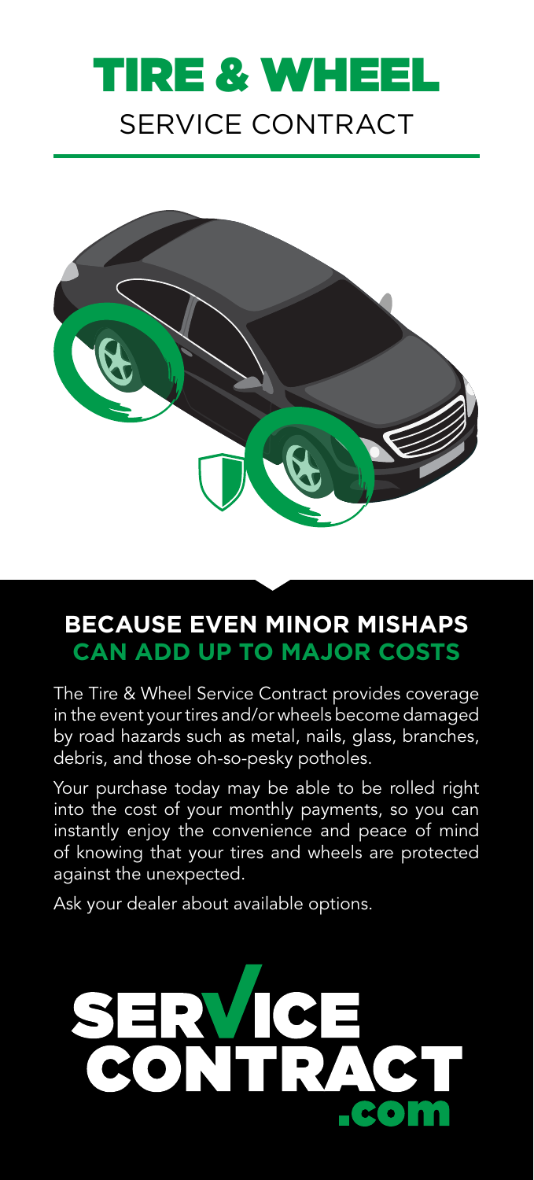# TIRE & WHEEL
## SERVICE CONTRACT

## BECAUSE EVEN MINOR MISHAPS CAN ADD UP TO MAJOR COSTS

The Tire & Wheel Service Contract provides coverage in the event your tires and/or wheels become damaged by road hazards such as metal, nails, glass, branches, debris, and those oh-so-pesky potholes.

Your purchase today may be able to be rolled right into the cost of your monthly payments, so you can instantly enjoy the convenience and peace of mind of knowing that your tires and wheels are protected against the unexpected.

Ask your dealer about available options.

**SERVICE CONTRACT .com**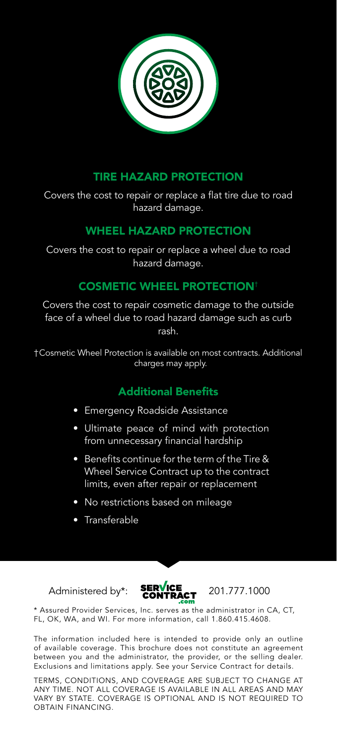## TIRE HAZARD PROTECTION

Covers the cost to repair or replace a flat tire due to road hazard damage.

## WHEEL HAZARD PROTECTION

Covers the cost to repair or replace a wheel due to road hazard damage.

## COSMETIC WHEEL PROTECTION†

Covers the cost to repair cosmetic damage to the outside face of a wheel due to road hazard damage such as curb rash.

†Cosmetic Wheel Protection is available on most contracts. Additional charges may apply.

### Additional Benefits

- Emergency Roadside Assistance
- Ultimate peace of mind with protection from unnecessary financial hardship
- Benefits continue for the term of the Tire & Wheel Service Contract up to the contract limits, even after repair or replacement
- No restrictions based on mileage
- Transferable

Administered by*: SERVICE CONTRACT .com 201.777.1000

* Assured Provider Services, Inc. serves as the administrator in CA, CT, FL, OK, WA, and WI. For more information, call 1.860.415.4608.

The information included here is intended to provide only an outline of available coverage. This brochure does not constitute an agreement between you and the administrator, the provider, or the selling dealer. Exclusions and limitations apply. See your Service Contract for details.

TERMS, CONDITIONS, AND COVERAGE ARE SUBJECT TO CHANGE AT ANY TIME. NOT ALL COVERAGE IS AVAILABLE IN ALL AREAS AND MAY VARY BY STATE. COVERAGE IS OPTIONAL AND IS NOT REQUIRED TO OBTAIN FINANCING.